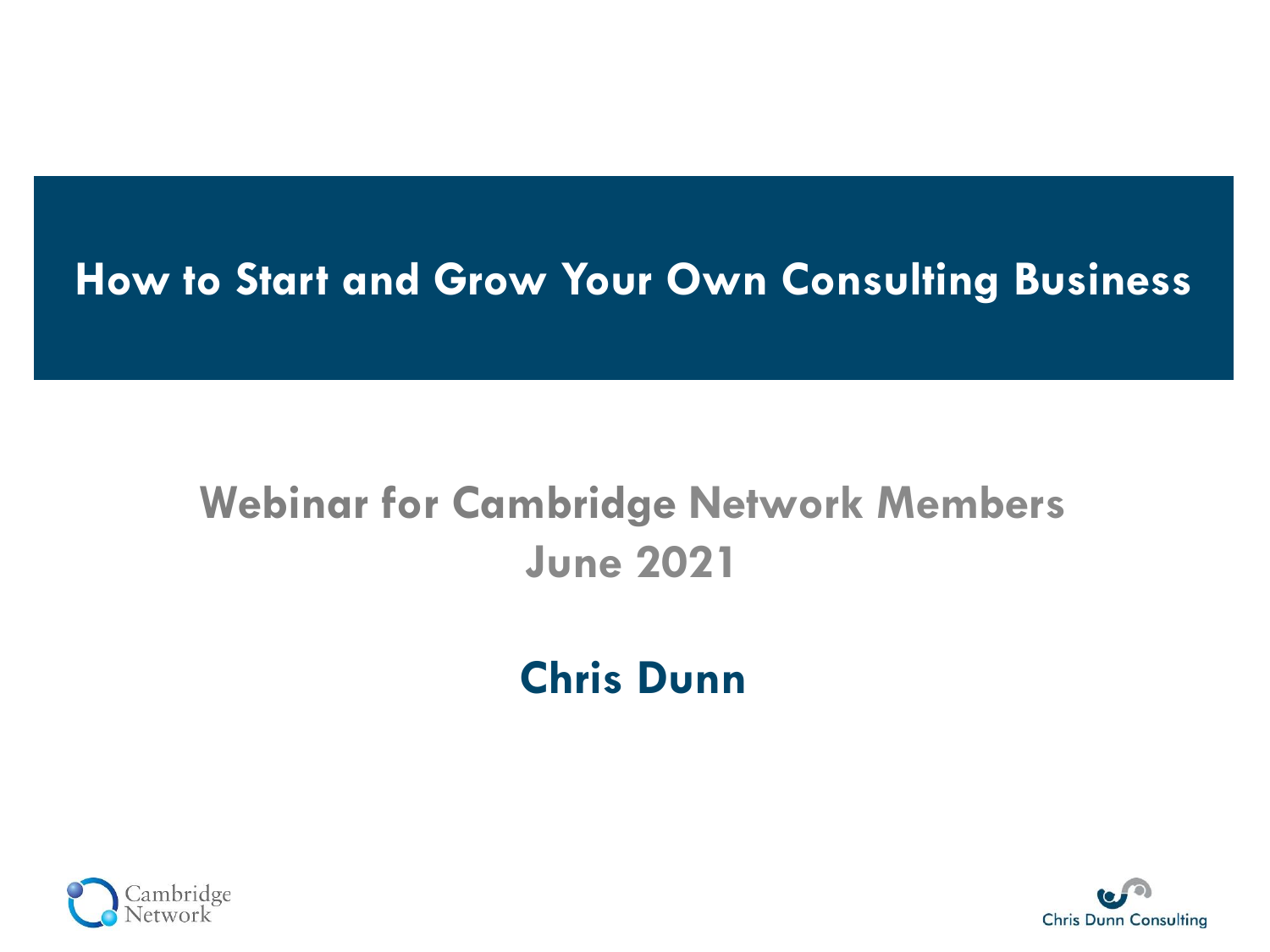# How to Start and Grow Your Own Consulting Business

## Webinar for Cambridge Network Members
## June 2021

## Chris Dunn

Cambridge Network

Chris Dunn Consulting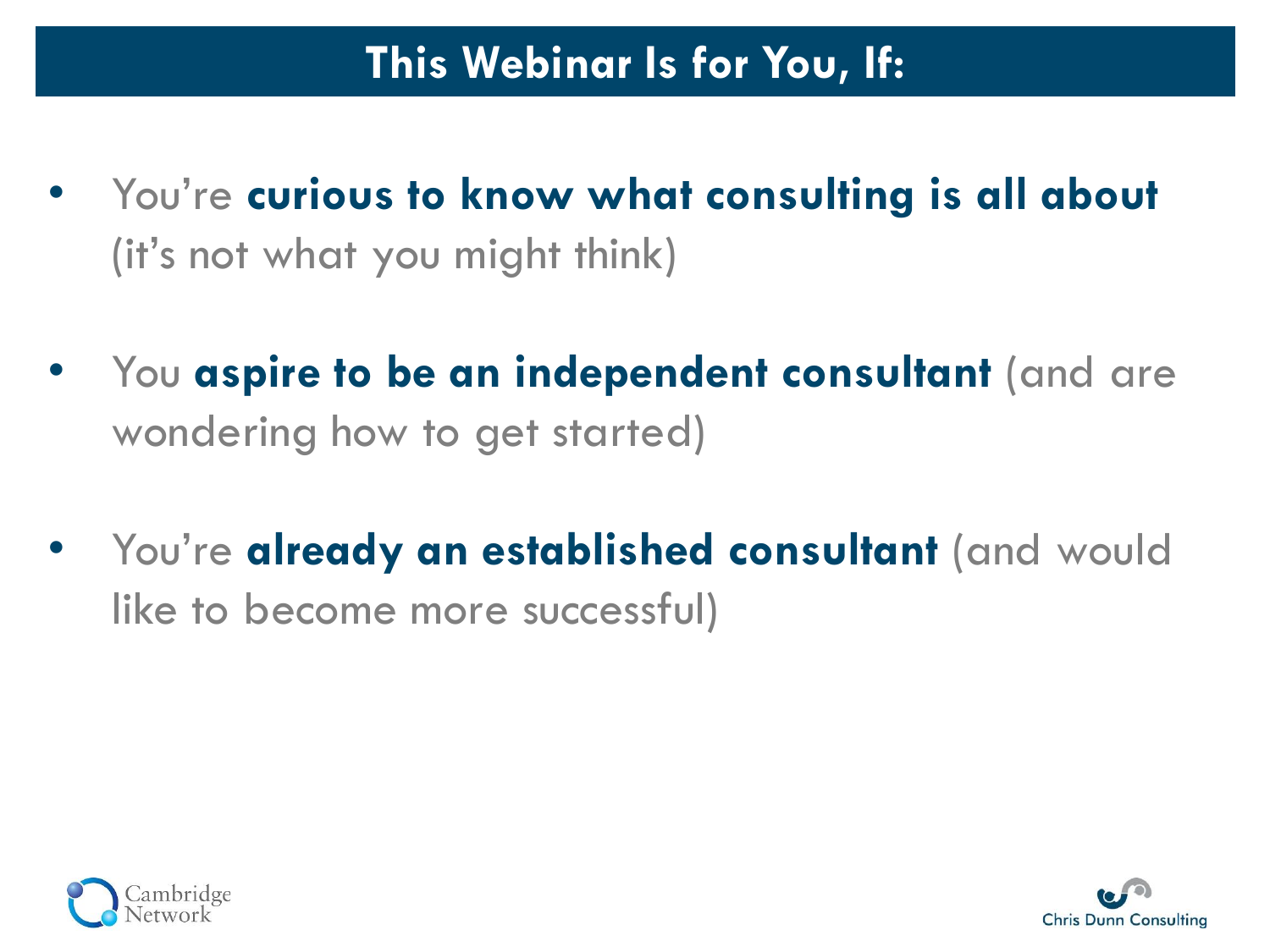# This Webinar Is for You, If:

- You're **curious to know what consulting is all about** (it's not what you might think)
- You **aspire to be an independent consultant** (and are wondering how to get started)
- You're **already an established consultant** (and would like to become more successful)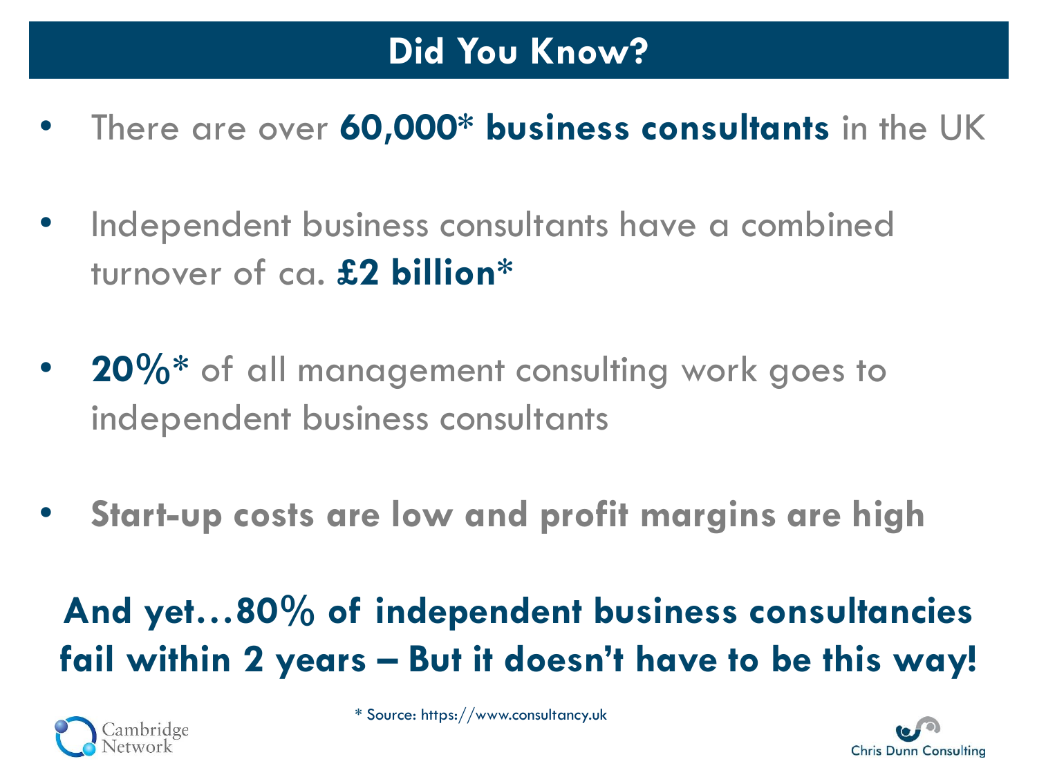# Did You Know?

- There are over **60,000* business consultants** in the UK
- Independent business consultants have a combined turnover of ca. **£2 billion***
- **20%*** of all management consulting work goes to independent business consultants
- **Start-up costs are low and profit margins are high**

**And yet…80% of independent business consultancies fail within 2 years – But it doesn't have to be this way!**

* Source: https://www.consultancy.uk

Cambridge Network

Chris Dunn Consulting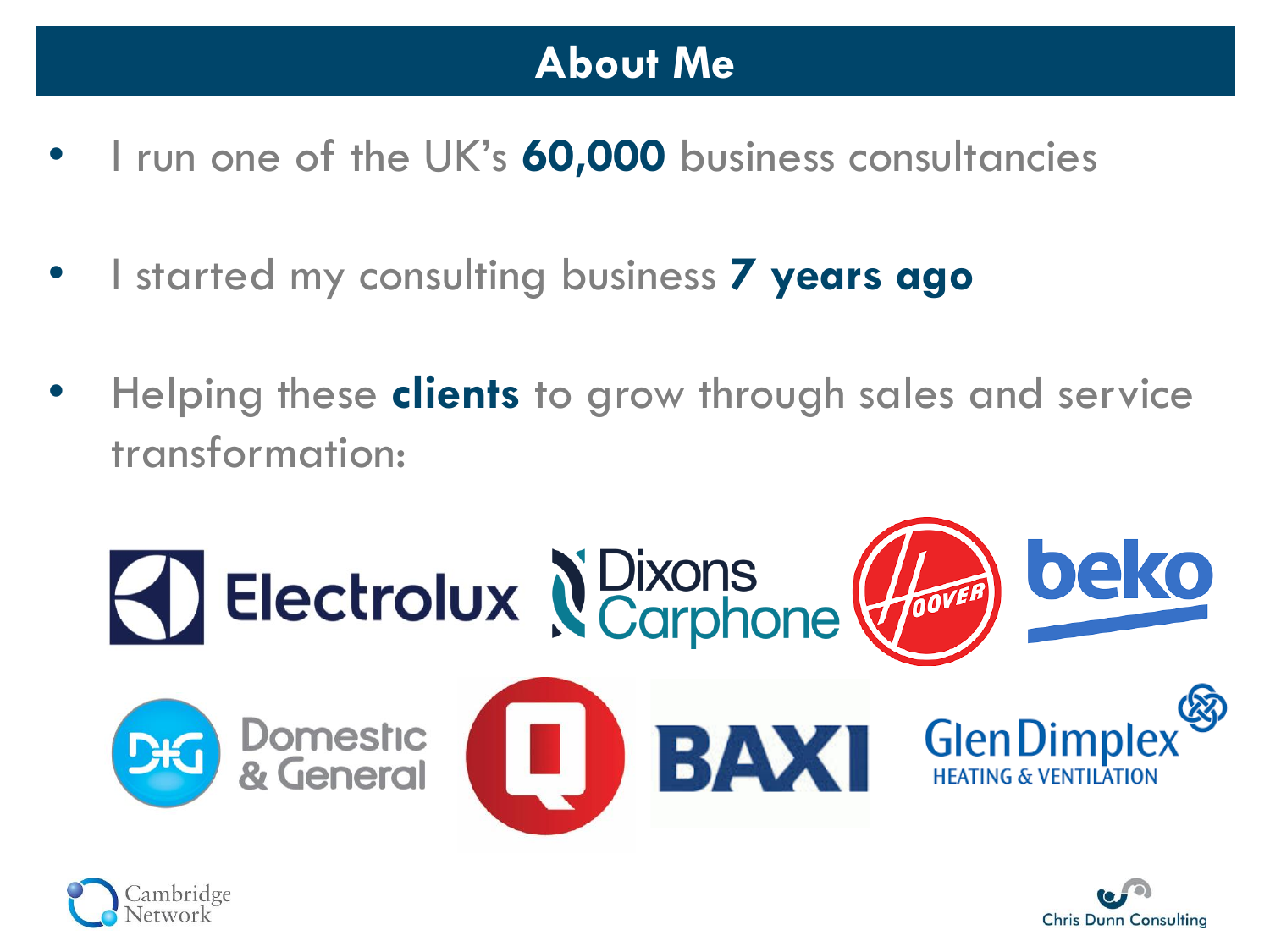# About Me

- I run one of the UK's **60,000** business consultancies
- I started my consulting business **7 years ago**
- Helping these **clients** to grow through sales and service transformation:

Electrolux | Dixons Carphone | Hoover | beko | Domestic & General | Q | BAXI | Glen Dimplex Heating & Ventilation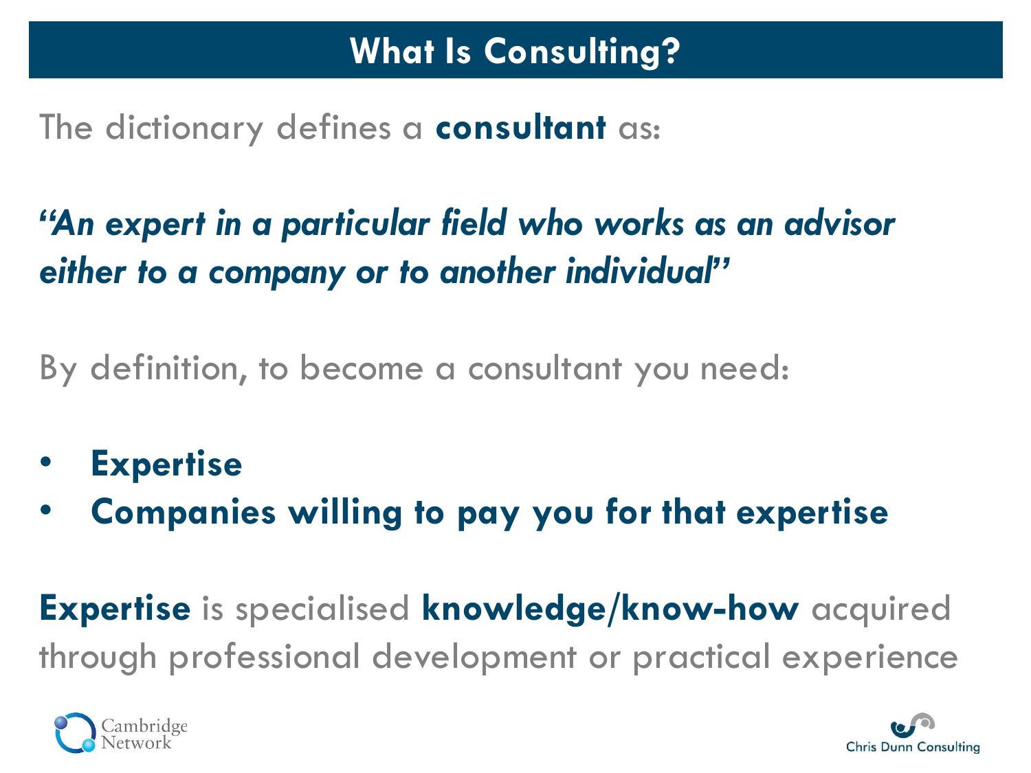# What Is Consulting?

The dictionary defines a **consultant** as:

***"An expert in a particular field who works as an advisor either to a company or to another individual"***

By definition, to become a consultant you need:

- **Expertise**
- **Companies willing to pay you for that expertise**

**Expertise** is specialised **knowledge/know-how** acquired through professional development or practical experience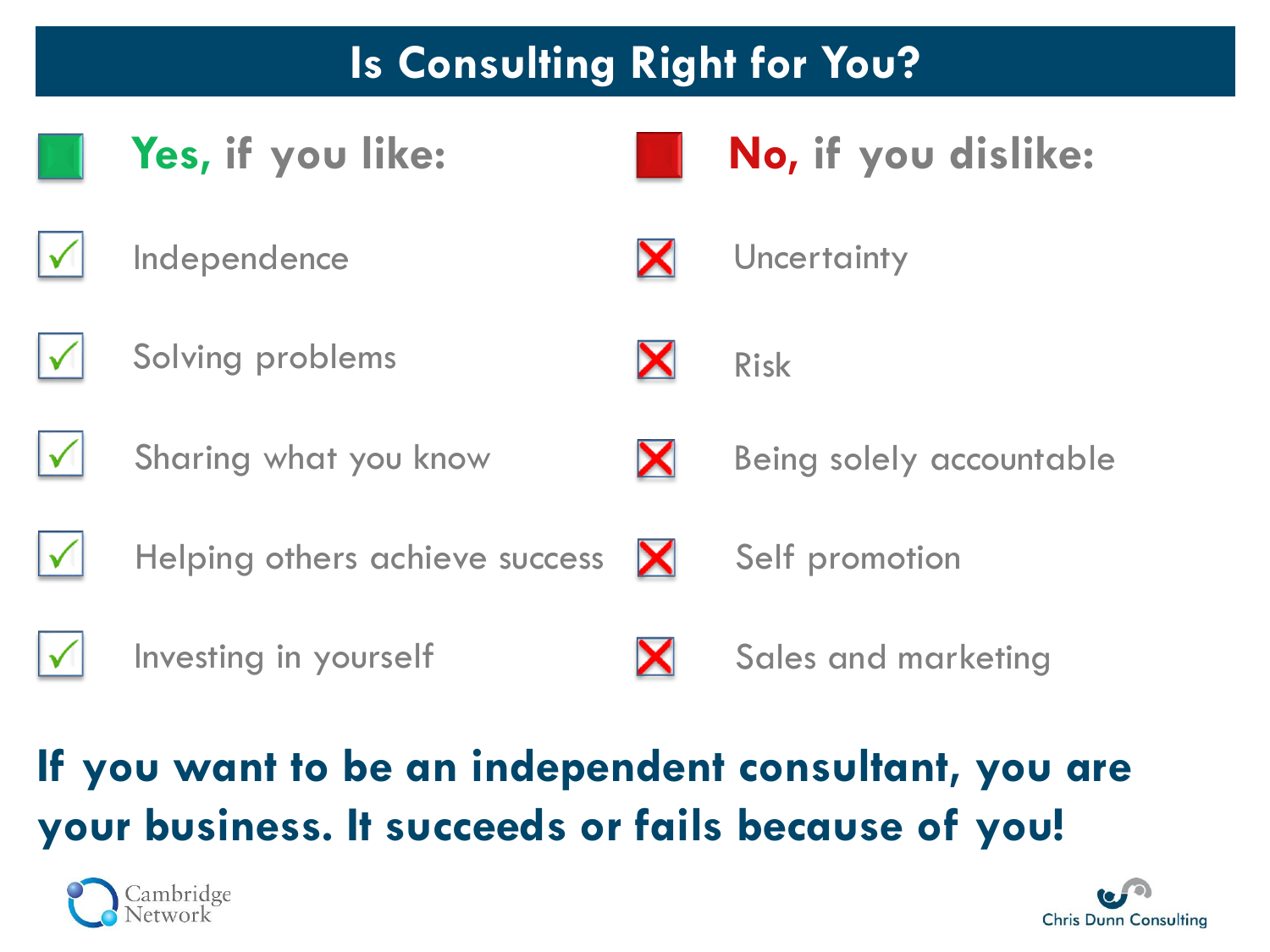# Is Consulting Right for You?

| **Yes, if you like:** | **No, if you dislike:** |
| --- | --- |
| ✓ Independence | ✗ Uncertainty |
| ✓ Solving problems | ✗ Risk |
| ✓ Sharing what you know | ✗ Being solely accountable |
| ✓ Helping others achieve success | ✗ Self promotion |
| ✓ Investing in yourself | ✗ Sales and marketing |

**If you want to be an independent consultant, you are your business. It succeeds or fails because of you!**

Cambridge Network

Chris Dunn Consulting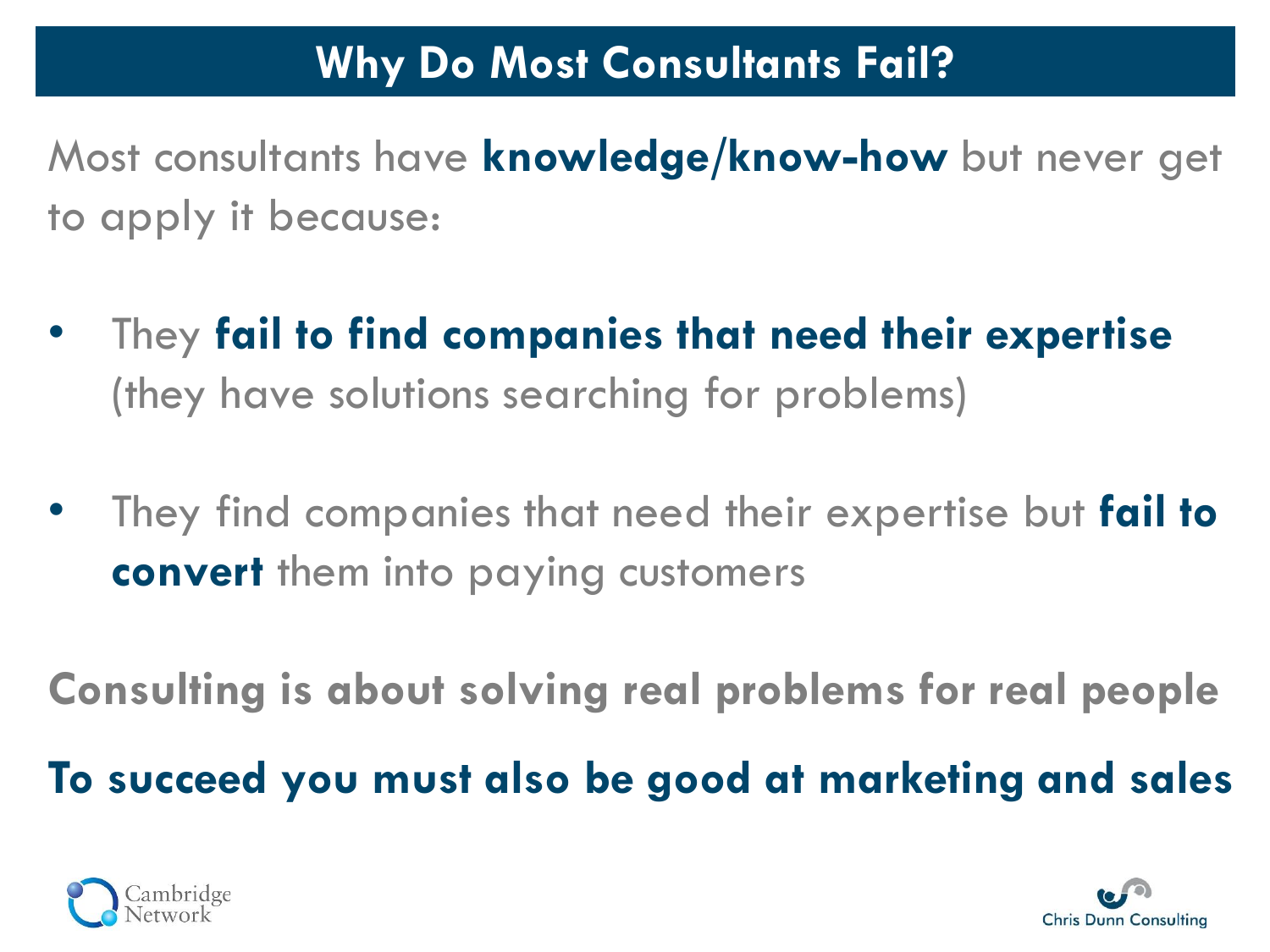# Why Do Most Consultants Fail?

Most consultants have **knowledge/know-how** but never get to apply it because:

- They **fail to find companies that need their expertise** (they have solutions searching for problems)
- They find companies that need their expertise but **fail to convert** them into paying customers

**Consulting is about solving real problems for real people**

**To succeed you must also be good at marketing and sales**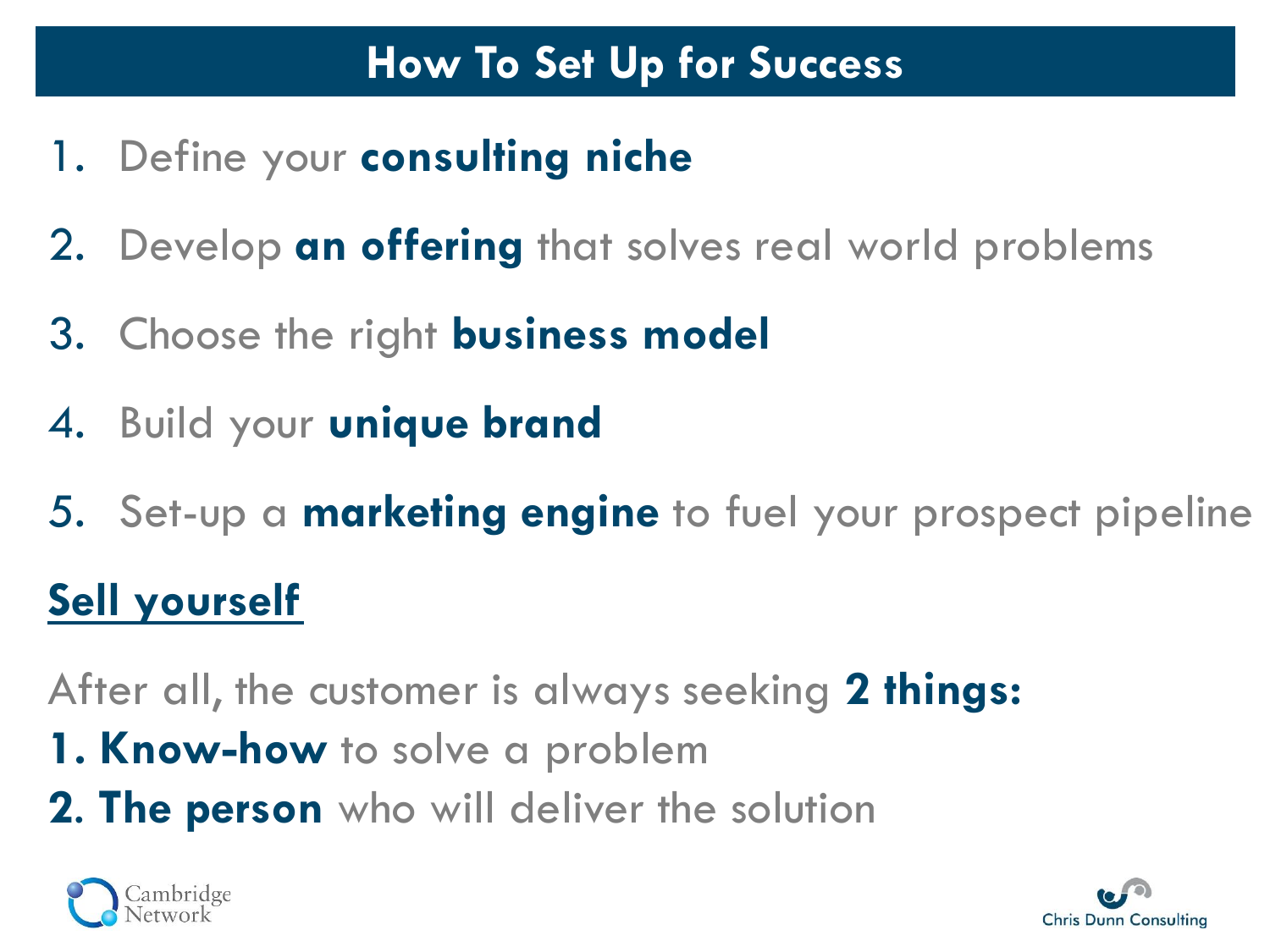# How To Set Up for Success

1. Define your **consulting niche**
2. Develop **an offering** that solves real world problems
3. Choose the right **business model**
4. Build your **unique brand**
5. Set-up a **marketing engine** to fuel your prospect pipeline

**Sell yourself**

After all, the customer is always seeking **2 things:**

**1. Know-how** to solve a problem

**2. The person** who will deliver the solution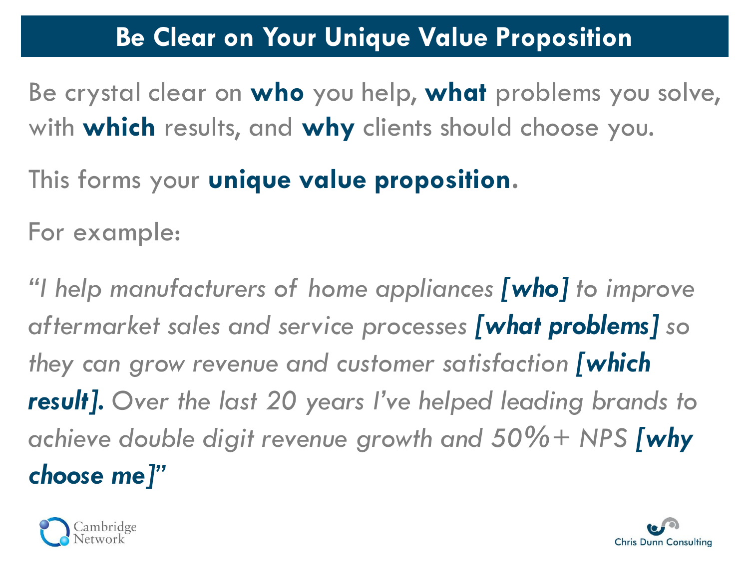# Be Clear on Your Unique Value Proposition

Be crystal clear on **who** you help, **what** problems you solve, with **which** results, and **why** clients should choose you.

This forms your **unique value proposition**.

For example:

*"I help manufacturers of home appliances* ***[who]*** *to improve aftermarket sales and service processes* ***[what problems]*** *so they can grow revenue and customer satisfaction* ***[which result].*** *Over the last 20 years I've helped leading brands to achieve double digit revenue growth and 50%+ NPS* ***[why choose me]****"*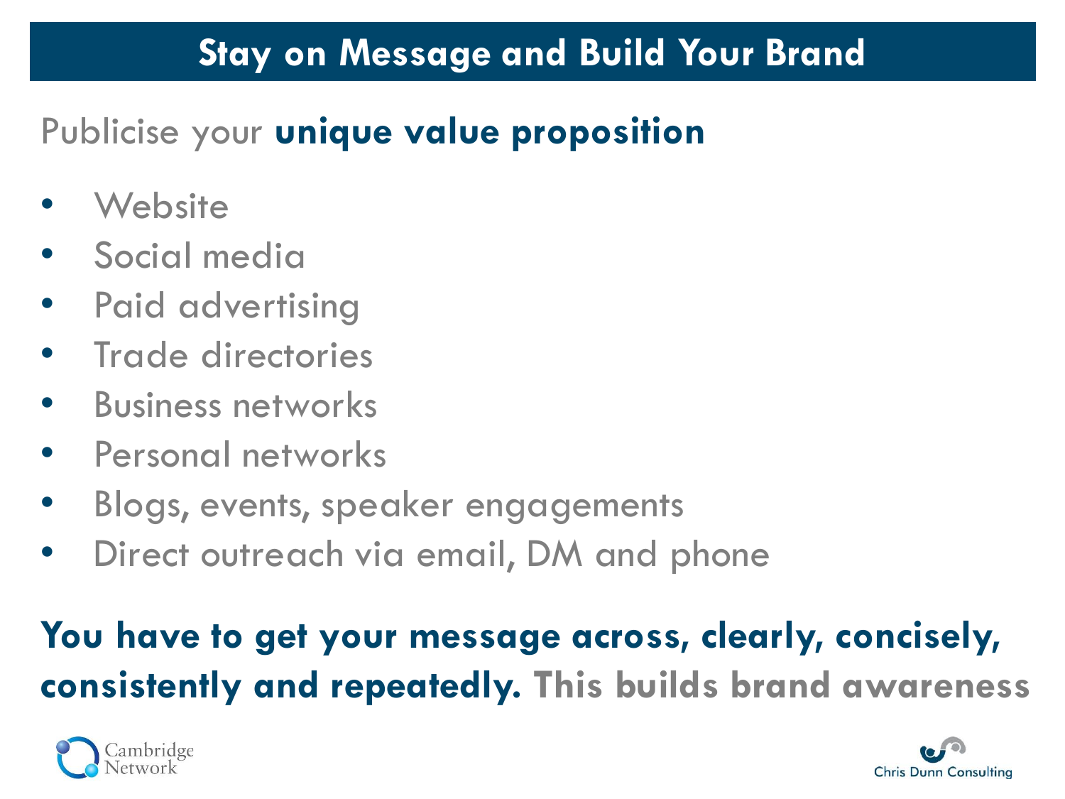## Stay on Message and Build Your Brand

Publicise your **unique value proposition**

- Website
- Social media
- Paid advertising
- Trade directories
- Business networks
- Personal networks
- Blogs, events, speaker engagements
- Direct outreach via email, DM and phone

**You have to get your message across, clearly, concisely, consistently and repeatedly. This builds brand awareness**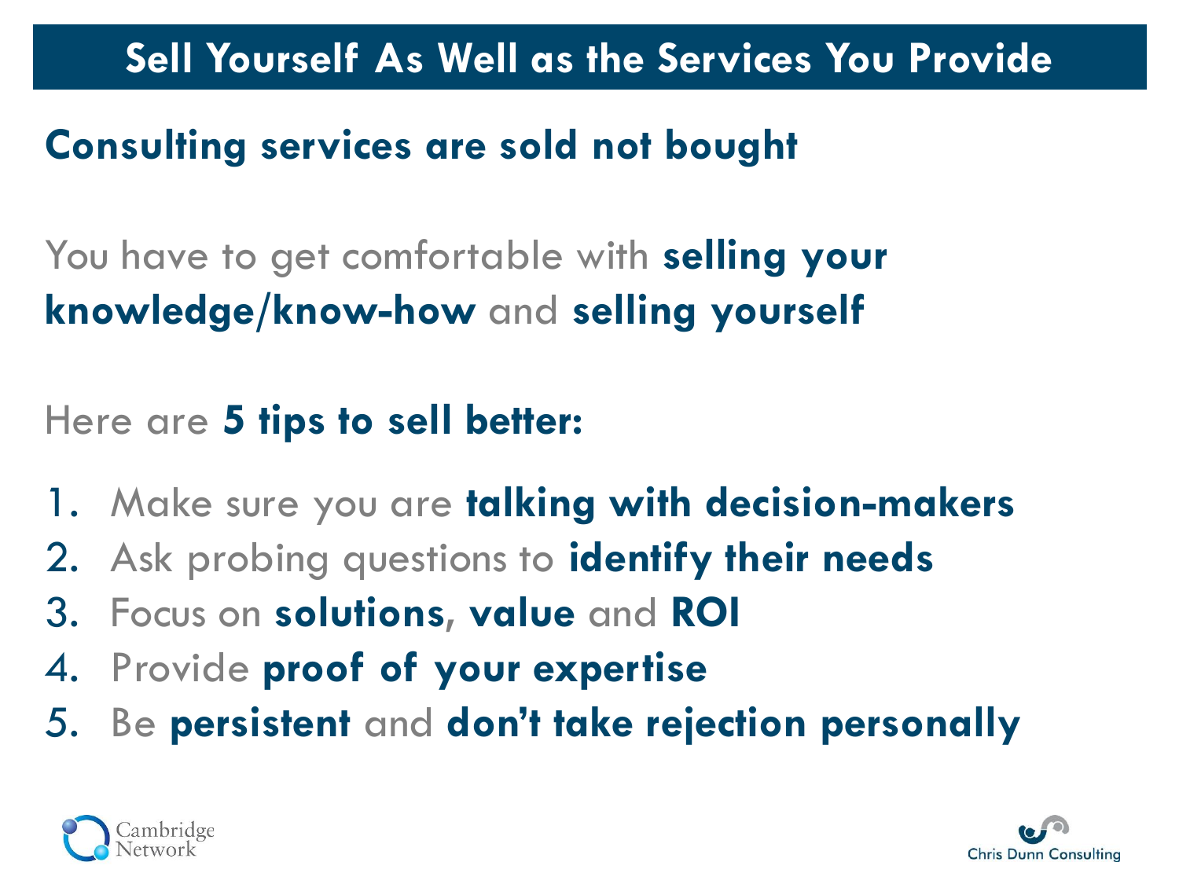# Sell Yourself As Well as the Services You Provide

**Consulting services are sold not bought**

You have to get comfortable with **selling your knowledge/know-how** and **selling yourself**

Here are **5 tips to sell better:**

1. Make sure you are **talking with decision-makers**
2. Ask probing questions to **identify their needs**
3. Focus on **solutions**, **value** and **ROI**
4. Provide **proof of your expertise**
5. Be **persistent** and **don't take rejection personally**

Cambridge Network

Chris Dunn Consulting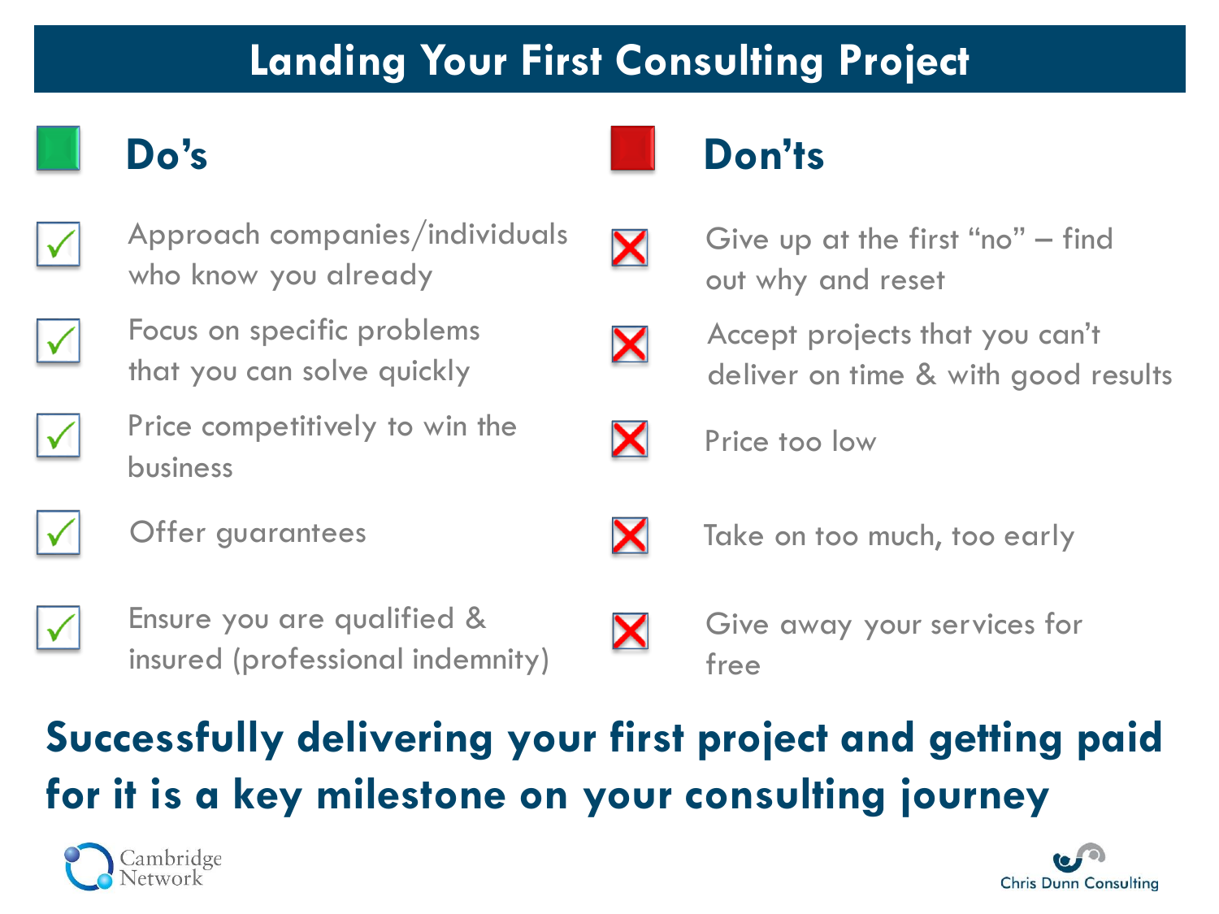# Landing Your First Consulting Project

## Do's

- Approach companies/individuals who know you already
- Focus on specific problems that you can solve quickly
- Price competitively to win the business
- Offer guarantees
- Ensure you are qualified & insured (professional indemnity)

## Don'ts

- Give up at the first "no" – find out why and reset
- Accept projects that you can't deliver on time & with good results
- Price too low
- Take on too much, too early
- Give away your services for free

**Successfully delivering your first project and getting paid for it is a key milestone on your consulting journey**

Cambridge Network

Chris Dunn Consulting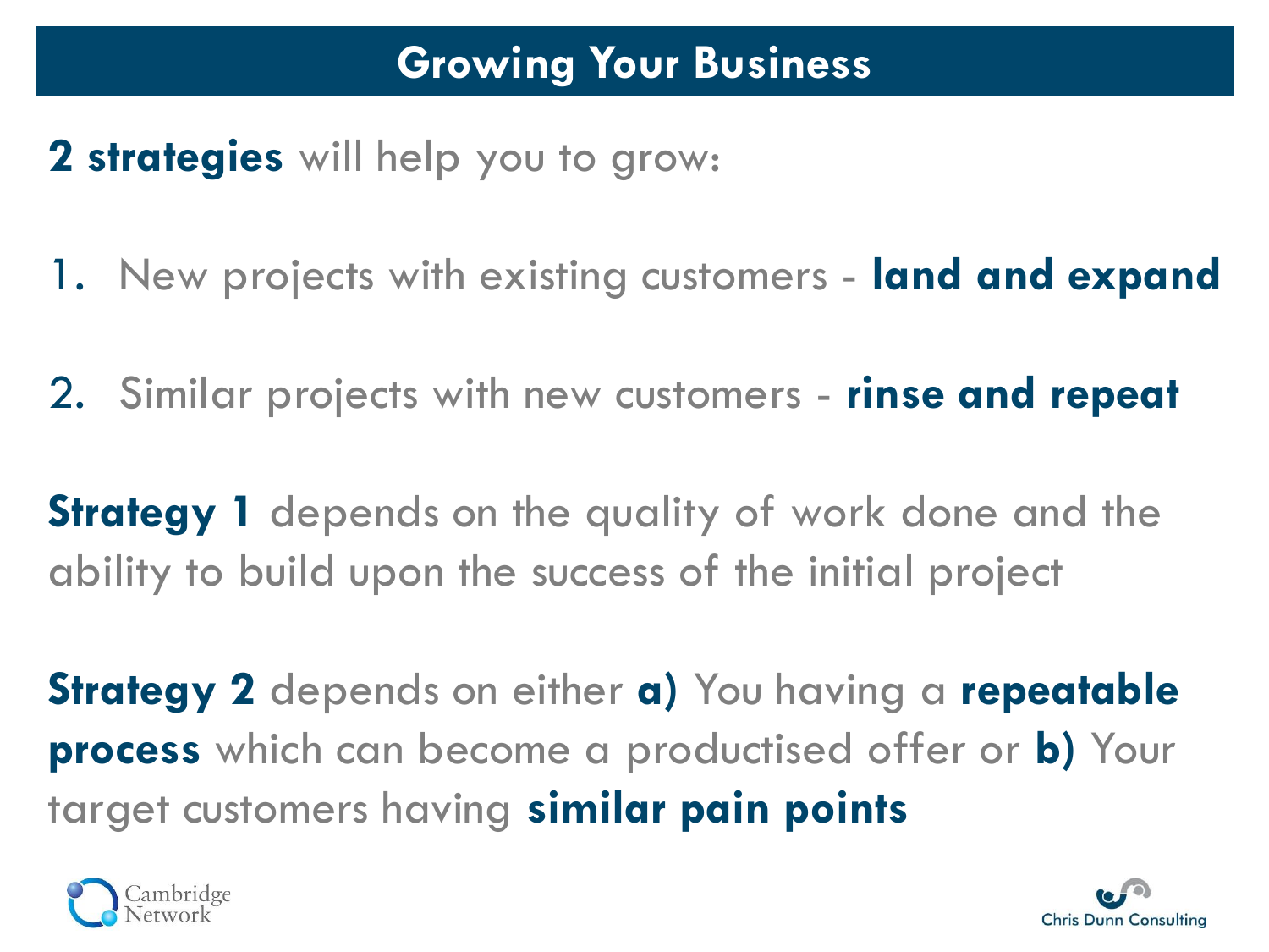# Growing Your Business

**2 strategies** will help you to grow:

1. New projects with existing customers - **land and expand**
2. Similar projects with new customers - **rinse and repeat**

**Strategy 1** depends on the quality of work done and the ability to build upon the success of the initial project

**Strategy 2** depends on either **a)** You having a **repeatable process** which can become a productised offer or **b)** Your target customers having **similar pain points**

Cambridge Network

Chris Dunn Consulting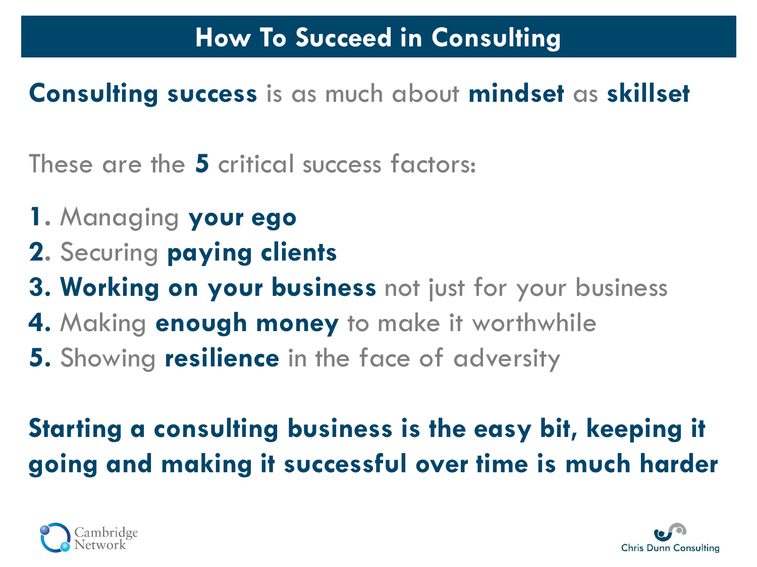# How To Succeed in Consulting

**Consulting success** is as much about **mindset** as **skillset**

These are the **5** critical success factors:

**1.** Managing **your ego**
**2.** Securing **paying clients**
**3. Working on your business** not just for your business
**4.** Making **enough money** to make it worthwhile
**5.** Showing **resilience** in the face of adversity

**Starting a consulting business is the easy bit, keeping it going and making it successful over time is much harder**

Cambridge Network

Chris Dunn Consulting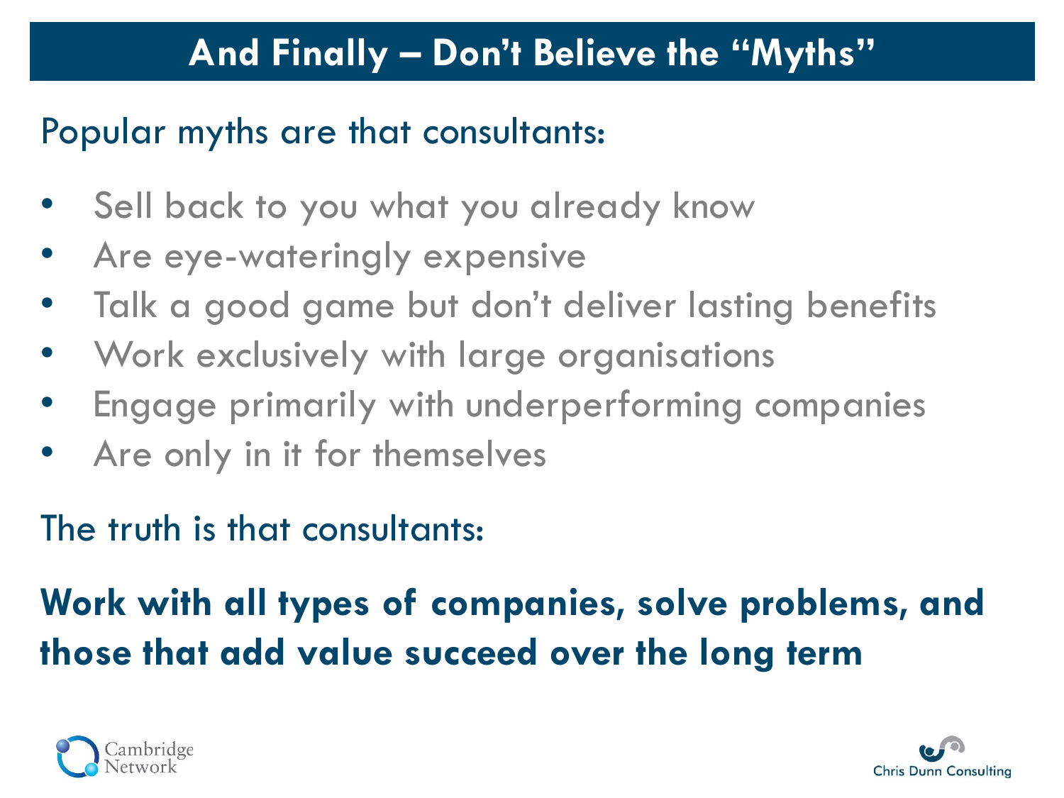# And Finally – Don't Believe the "Myths"

Popular myths are that consultants:

- Sell back to you what you already know
- Are eye-wateringly expensive
- Talk a good game but don't deliver lasting benefits
- Work exclusively with large organisations
- Engage primarily with underperforming companies
- Are only in it for themselves

The truth is that consultants:

**Work with all types of companies, solve problems, and those that add value succeed over the long term**

Cambridge Network

Chris Dunn Consulting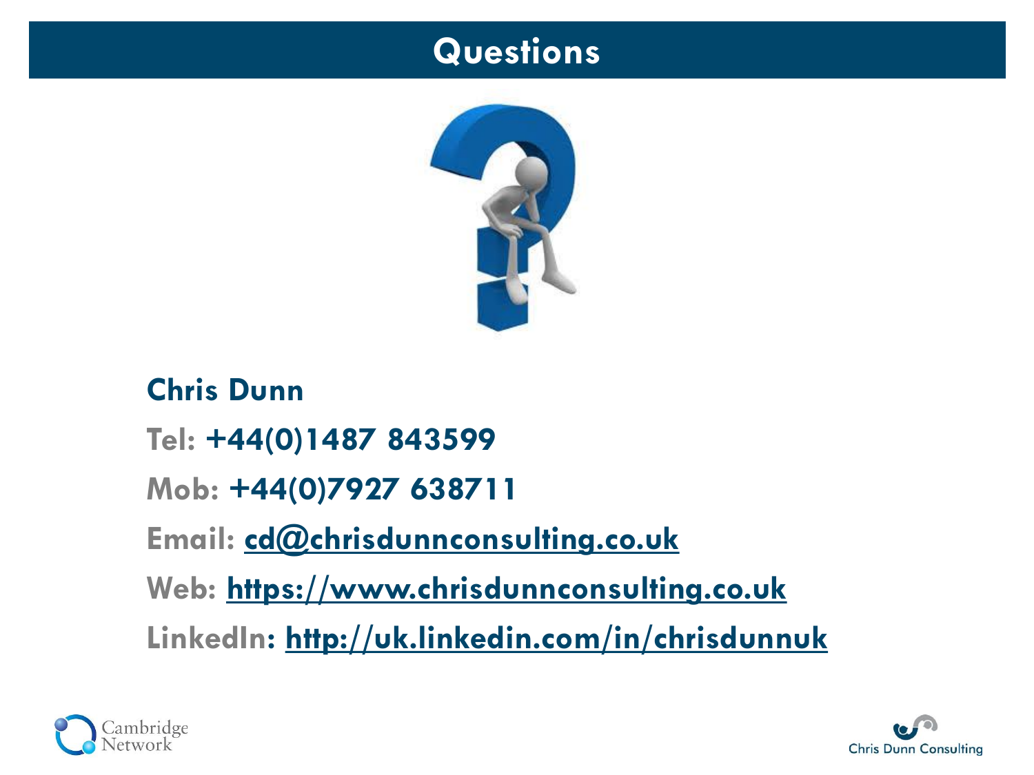# Questions

**Chris Dunn**

**Tel:** **+44(0)1487 843599**

**Mob:** **+44(0)7927 638711**

**Email:** **cd@chrisdunnconsulting.co.uk**

**Web:** **https://www.chrisdunnconsulting.co.uk**

**LinkedIn:** **http://uk.linkedin.com/in/chrisdunnuk**

Cambridge Network

Chris Dunn Consulting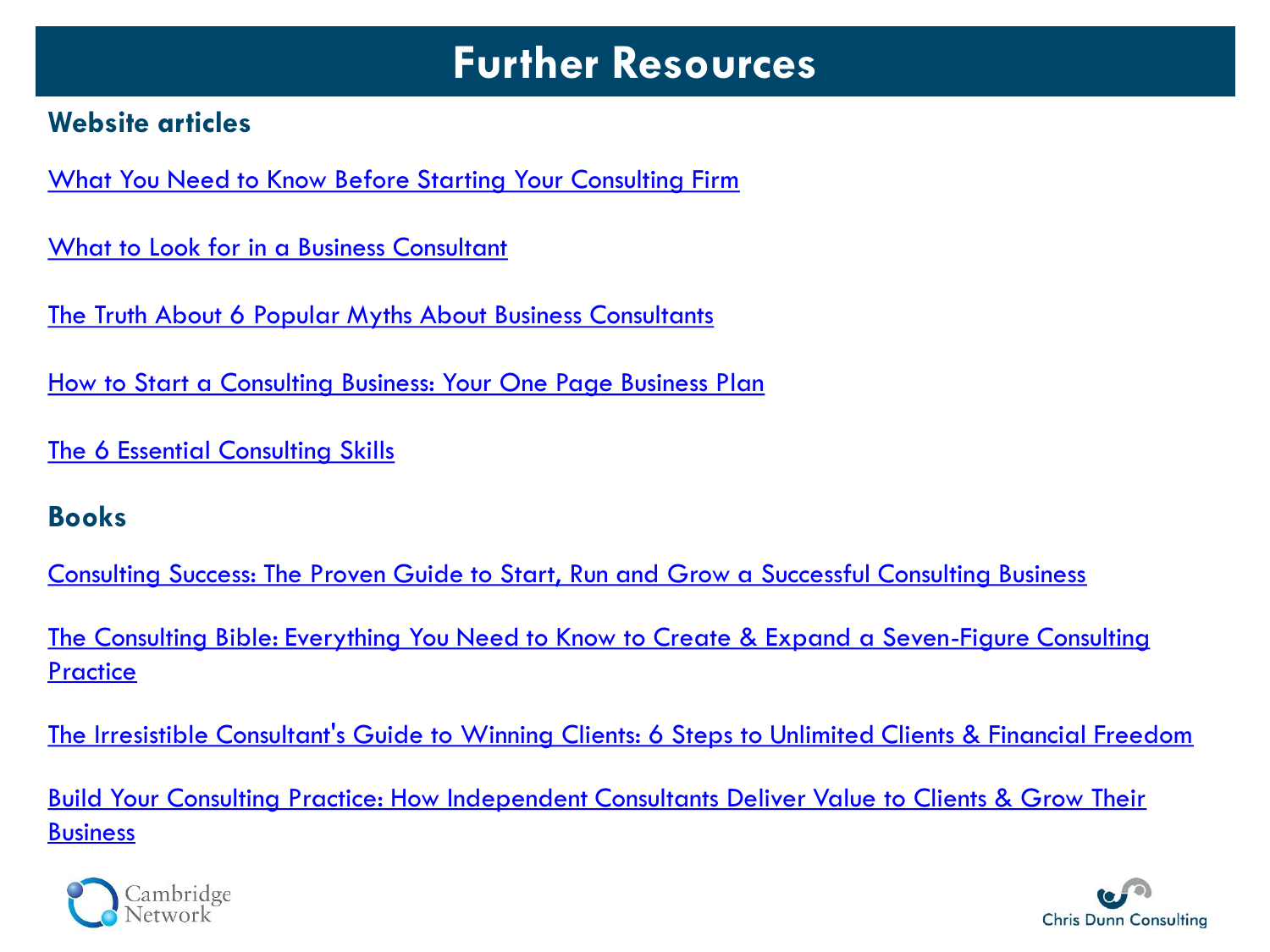# Further Resources

## Website articles

What You Need to Know Before Starting Your Consulting Firm

What to Look for in a Business Consultant

The Truth About 6 Popular Myths About Business Consultants

How to Start a Consulting Business: Your One Page Business Plan

The 6 Essential Consulting Skills

## Books

Consulting Success: The Proven Guide to Start, Run and Grow a Successful Consulting Business

The Consulting Bible: Everything You Need to Know to Create & Expand a Seven-Figure Consulting Practice

The Irresistible Consultant's Guide to Winning Clients: 6 Steps to Unlimited Clients & Financial Freedom

Build Your Consulting Practice: How Independent Consultants Deliver Value to Clients & Grow Their Business